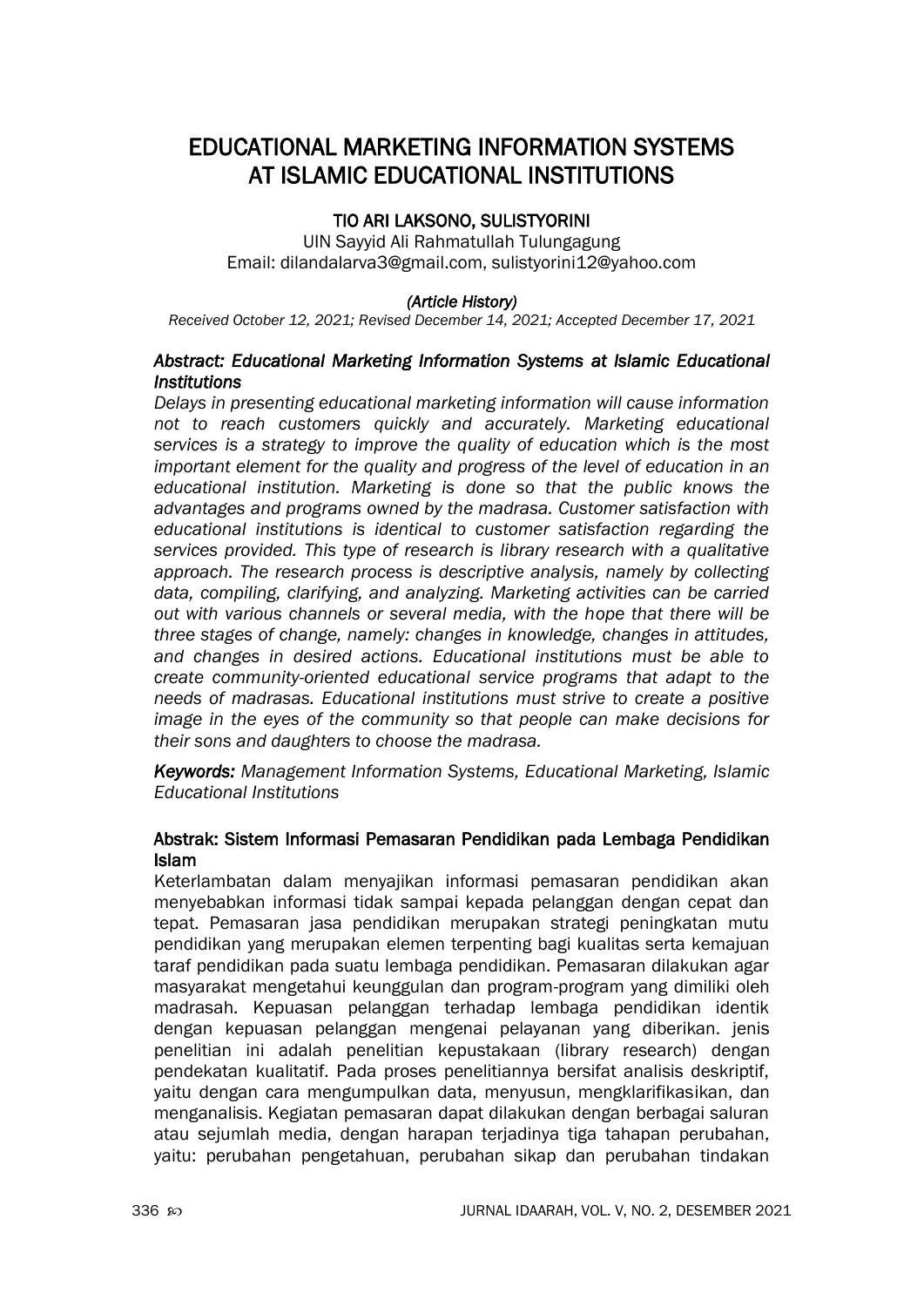# EDUCATIONAL MARKETING INFORMATION SYSTEMS AT ISLAMIC EDUCATIONAL INSTITUTIONS

**TIO ARI LAKSONO, SULISTYORINI**

UIN Sayyid Ali Rahmatullah Tulungagung
Email: dilandalarva3@gmail.com, sulistyorini12@yahoo.com

*(Article History)*
*Received October 12, 2021; Revised December 14, 2021; Accepted December 17, 2021*

***Abstract: Educational Marketing Information Systems at Islamic Educational Institutions***

*Delays in presenting educational marketing information will cause information not to reach customers quickly and accurately. Marketing educational services is a strategy to improve the quality of education which is the most important element for the quality and progress of the level of education in an educational institution. Marketing is done so that the public knows the advantages and programs owned by the madrasa. Customer satisfaction with educational institutions is identical to customer satisfaction regarding the services provided. This type of research is library research with a qualitative approach. The research process is descriptive analysis, namely by collecting data, compiling, clarifying, and analyzing. Marketing activities can be carried out with various channels or several media, with the hope that there will be three stages of change, namely: changes in knowledge, changes in attitudes, and changes in desired actions. Educational institutions must be able to create community-oriented educational service programs that adapt to the needs of madrasas. Educational institutions must strive to create a positive image in the eyes of the community so that people can make decisions for their sons and daughters to choose the madrasa.*

***Keywords:*** *Management Information Systems, Educational Marketing, Islamic Educational Institutions*

**Abstrak: Sistem Informasi Pemasaran Pendidikan pada Lembaga Pendidikan Islam**

Keterlambatan dalam menyajikan informasi pemasaran pendidikan akan menyebabkan informasi tidak sampai kepada pelanggan dengan cepat dan tepat. Pemasaran jasa pendidikan merupakan strategi peningkatan mutu pendidikan yang merupakan elemen terpenting bagi kualitas serta kemajuan taraf pendidikan pada suatu lembaga pendidikan. Pemasaran dilakukan agar masyarakat mengetahui keunggulan dan program-program yang dimiliki oleh madrasah. Kepuasan pelanggan terhadap lembaga pendidikan identik dengan kepuasan pelanggan mengenai pelayanan yang diberikan. jenis penelitian ini adalah penelitian kepustakaan (library research) dengan pendekatan kualitatif. Pada proses penelitiannya bersifat analisis deskriptif, yaitu dengan cara mengumpulkan data, menyusun, mengklarifikasikan, dan menganalisis. Kegiatan pemasaran dapat dilakukan dengan berbagai saluran atau sejumlah media, dengan harapan terjadinya tiga tahapan perubahan, yaitu: perubahan pengetahuan, perubahan sikap dan perubahan tindakan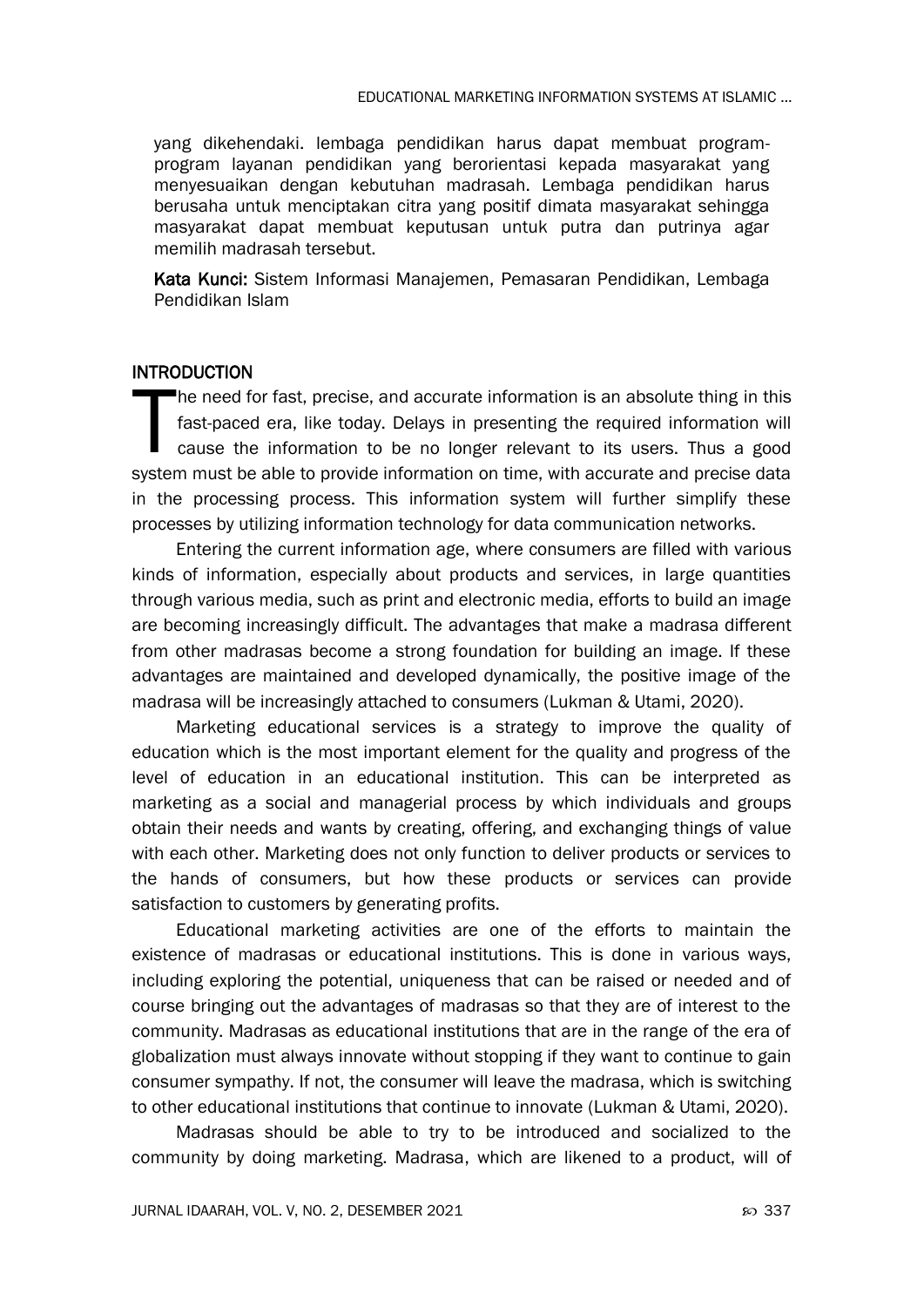yang dikehendaki. lembaga pendidikan harus dapat membuat program-program layanan pendidikan yang berorientasi kepada masyarakat yang menyesuaikan dengan kebutuhan madrasah. Lembaga pendidikan harus berusaha untuk menciptakan citra yang positif dimata masyarakat sehingga masyarakat dapat membuat keputusan untuk putra dan putrinya agar memilih madrasah tersebut.

**Kata Kunci:** Sistem Informasi Manajemen, Pemasaran Pendidikan, Lembaga Pendidikan Islam

## INTRODUCTION

The need for fast, precise, and accurate information is an absolute thing in this fast-paced era, like today. Delays in presenting the required information will cause the information to be no longer relevant to its users. Thus a good system must be able to provide information on time, with accurate and precise data in the processing process. This information system will further simplify these processes by utilizing information technology for data communication networks.

Entering the current information age, where consumers are filled with various kinds of information, especially about products and services, in large quantities through various media, such as print and electronic media, efforts to build an image are becoming increasingly difficult. The advantages that make a madrasa different from other madrasas become a strong foundation for building an image. If these advantages are maintained and developed dynamically, the positive image of the madrasa will be increasingly attached to consumers (Lukman & Utami, 2020).

Marketing educational services is a strategy to improve the quality of education which is the most important element for the quality and progress of the level of education in an educational institution. This can be interpreted as marketing as a social and managerial process by which individuals and groups obtain their needs and wants by creating, offering, and exchanging things of value with each other. Marketing does not only function to deliver products or services to the hands of consumers, but how these products or services can provide satisfaction to customers by generating profits.

Educational marketing activities are one of the efforts to maintain the existence of madrasas or educational institutions. This is done in various ways, including exploring the potential, uniqueness that can be raised or needed and of course bringing out the advantages of madrasas so that they are of interest to the community. Madrasas as educational institutions that are in the range of the era of globalization must always innovate without stopping if they want to continue to gain consumer sympathy. If not, the consumer will leave the madrasa, which is switching to other educational institutions that continue to innovate (Lukman & Utami, 2020).

Madrasas should be able to try to be introduced and socialized to the community by doing marketing. Madrasa, which are likened to a product, will of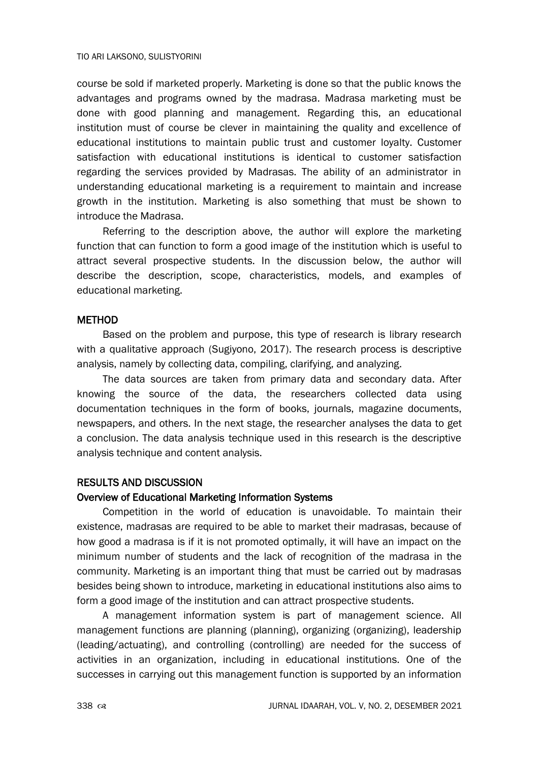course be sold if marketed properly. Marketing is done so that the public knows the advantages and programs owned by the madrasa. Madrasa marketing must be done with good planning and management. Regarding this, an educational institution must of course be clever in maintaining the quality and excellence of educational institutions to maintain public trust and customer loyalty. Customer satisfaction with educational institutions is identical to customer satisfaction regarding the services provided by Madrasas. The ability of an administrator in understanding educational marketing is a requirement to maintain and increase growth in the institution. Marketing is also something that must be shown to introduce the Madrasa.

Referring to the description above, the author will explore the marketing function that can function to form a good image of the institution which is useful to attract several prospective students. In the discussion below, the author will describe the description, scope, characteristics, models, and examples of educational marketing.

## METHOD

Based on the problem and purpose, this type of research is library research with a qualitative approach (Sugiyono, 2017). The research process is descriptive analysis, namely by collecting data, compiling, clarifying, and analyzing.

The data sources are taken from primary data and secondary data. After knowing the source of the data, the researchers collected data using documentation techniques in the form of books, journals, magazine documents, newspapers, and others. In the next stage, the researcher analyses the data to get a conclusion. The data analysis technique used in this research is the descriptive analysis technique and content analysis.

## RESULTS AND DISCUSSION

### Overview of Educational Marketing Information Systems

Competition in the world of education is unavoidable. To maintain their existence, madrasas are required to be able to market their madrasas, because of how good a madrasa is if it is not promoted optimally, it will have an impact on the minimum number of students and the lack of recognition of the madrasa in the community. Marketing is an important thing that must be carried out by madrasas besides being shown to introduce, marketing in educational institutions also aims to form a good image of the institution and can attract prospective students.

A management information system is part of management science. All management functions are planning (planning), organizing (organizing), leadership (leading/actuating), and controlling (controlling) are needed for the success of activities in an organization, including in educational institutions. One of the successes in carrying out this management function is supported by an information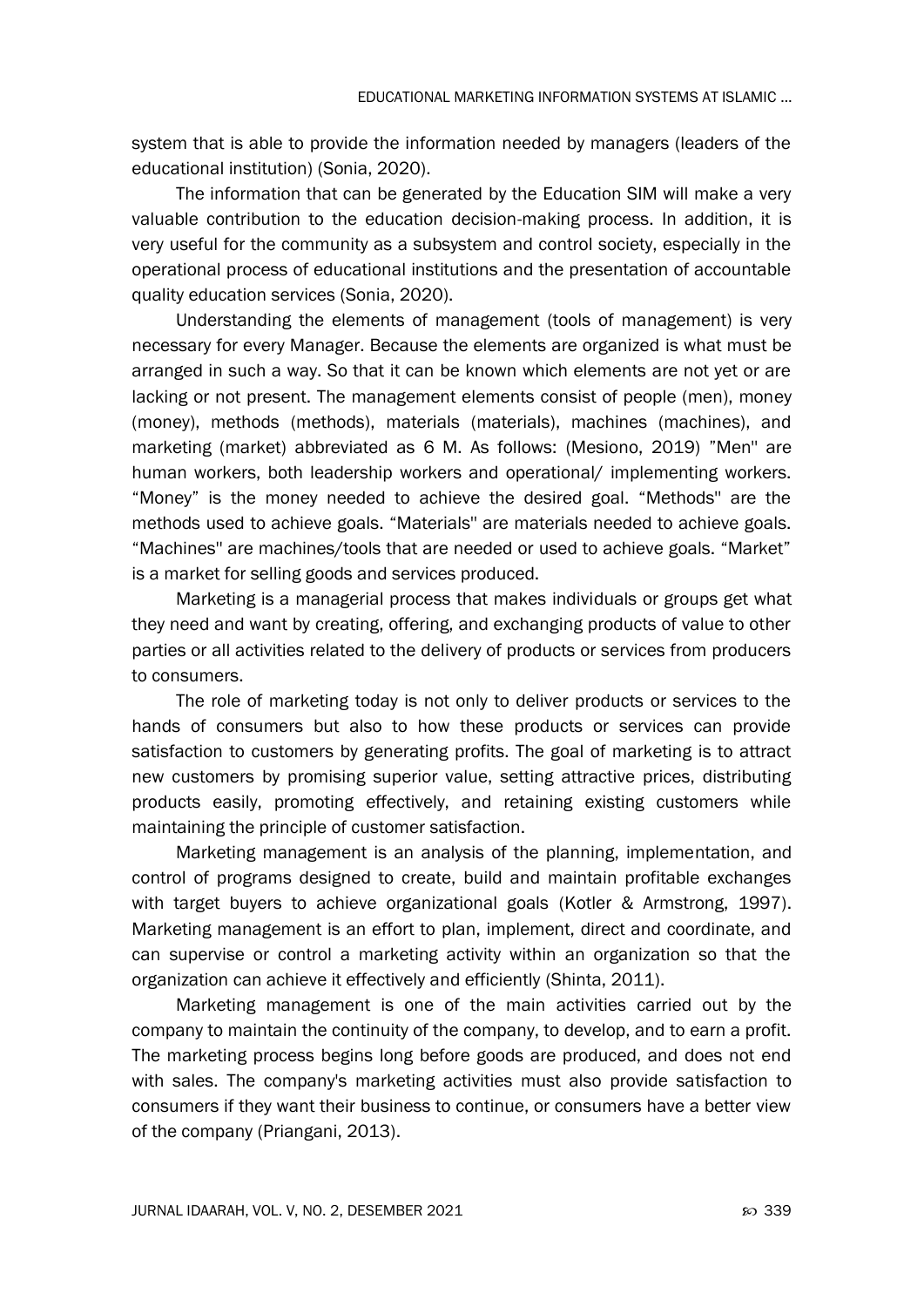system that is able to provide the information needed by managers (leaders of the educational institution) (Sonia, 2020).

The information that can be generated by the Education SIM will make a very valuable contribution to the education decision-making process. In addition, it is very useful for the community as a subsystem and control society, especially in the operational process of educational institutions and the presentation of accountable quality education services (Sonia, 2020).

Understanding the elements of management (tools of management) is very necessary for every Manager. Because the elements are organized is what must be arranged in such a way. So that it can be known which elements are not yet or are lacking or not present. The management elements consist of people (men), money (money), methods (methods), materials (materials), machines (machines), and marketing (market) abbreviated as 6 M. As follows: (Mesiono, 2019) "Men" are human workers, both leadership workers and operational/ implementing workers. "Money" is the money needed to achieve the desired goal. "Methods" are the methods used to achieve goals. "Materials" are materials needed to achieve goals. "Machines" are machines/tools that are needed or used to achieve goals. "Market" is a market for selling goods and services produced.

Marketing is a managerial process that makes individuals or groups get what they need and want by creating, offering, and exchanging products of value to other parties or all activities related to the delivery of products or services from producers to consumers.

The role of marketing today is not only to deliver products or services to the hands of consumers but also to how these products or services can provide satisfaction to customers by generating profits. The goal of marketing is to attract new customers by promising superior value, setting attractive prices, distributing products easily, promoting effectively, and retaining existing customers while maintaining the principle of customer satisfaction.

Marketing management is an analysis of the planning, implementation, and control of programs designed to create, build and maintain profitable exchanges with target buyers to achieve organizational goals (Kotler & Armstrong, 1997). Marketing management is an effort to plan, implement, direct and coordinate, and can supervise or control a marketing activity within an organization so that the organization can achieve it effectively and efficiently (Shinta, 2011).

Marketing management is one of the main activities carried out by the company to maintain the continuity of the company, to develop, and to earn a profit. The marketing process begins long before goods are produced, and does not end with sales. The company's marketing activities must also provide satisfaction to consumers if they want their business to continue, or consumers have a better view of the company (Priangani, 2013).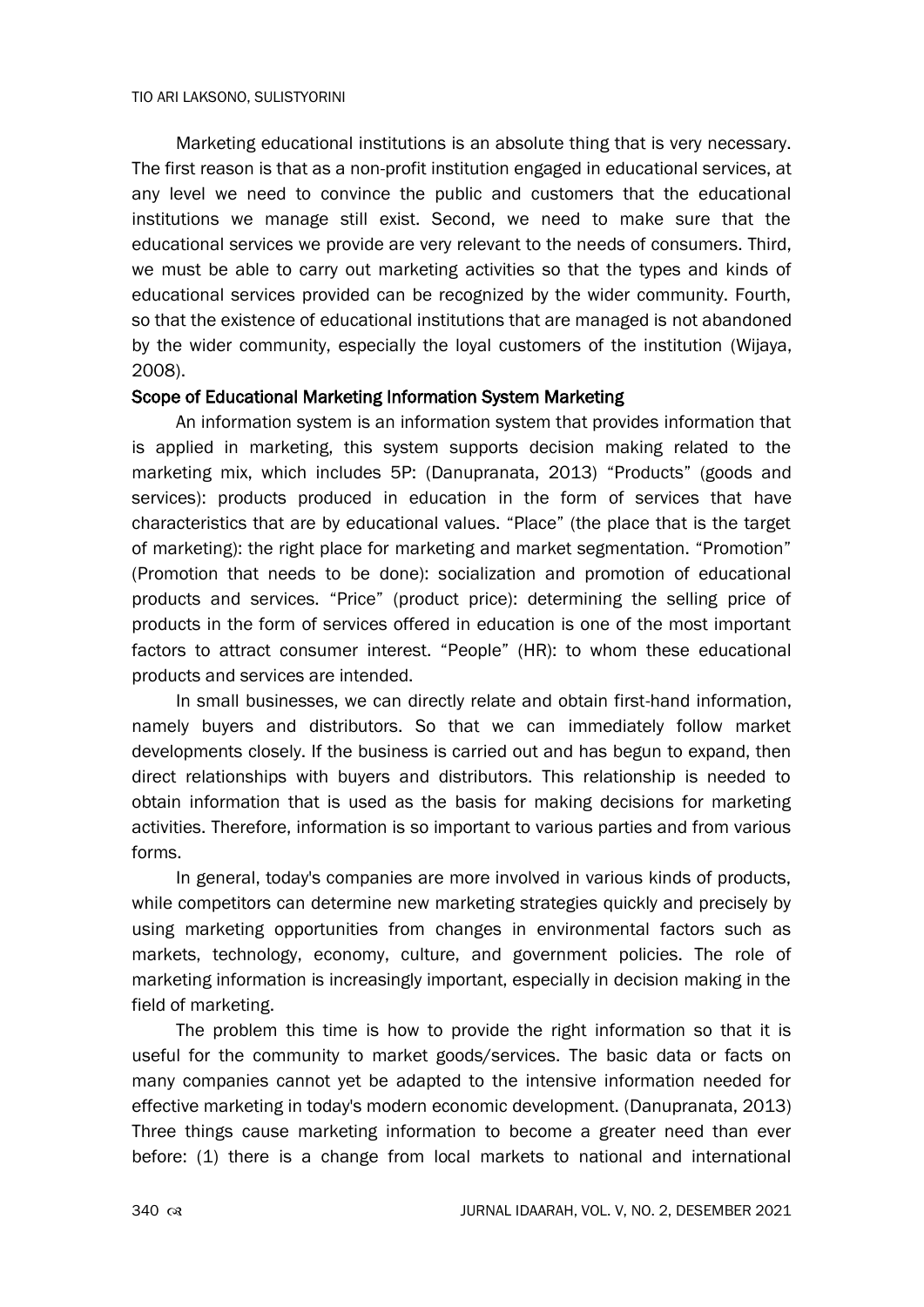Marketing educational institutions is an absolute thing that is very necessary. The first reason is that as a non-profit institution engaged in educational services, at any level we need to convince the public and customers that the educational institutions we manage still exist. Second, we need to make sure that the educational services we provide are very relevant to the needs of consumers. Third, we must be able to carry out marketing activities so that the types and kinds of educational services provided can be recognized by the wider community. Fourth, so that the existence of educational institutions that are managed is not abandoned by the wider community, especially the loyal customers of the institution (Wijaya, 2008).

### Scope of Educational Marketing Information System Marketing

An information system is an information system that provides information that is applied in marketing, this system supports decision making related to the marketing mix, which includes 5P: (Danupranata, 2013) "Products" (goods and services): products produced in education in the form of services that have characteristics that are by educational values. "Place" (the place that is the target of marketing): the right place for marketing and market segmentation. "Promotion" (Promotion that needs to be done): socialization and promotion of educational products and services. "Price" (product price): determining the selling price of products in the form of services offered in education is one of the most important factors to attract consumer interest. "People" (HR): to whom these educational products and services are intended.

In small businesses, we can directly relate and obtain first-hand information, namely buyers and distributors. So that we can immediately follow market developments closely. If the business is carried out and has begun to expand, then direct relationships with buyers and distributors. This relationship is needed to obtain information that is used as the basis for making decisions for marketing activities. Therefore, information is so important to various parties and from various forms.

In general, today's companies are more involved in various kinds of products, while competitors can determine new marketing strategies quickly and precisely by using marketing opportunities from changes in environmental factors such as markets, technology, economy, culture, and government policies. The role of marketing information is increasingly important, especially in decision making in the field of marketing.

The problem this time is how to provide the right information so that it is useful for the community to market goods/services. The basic data or facts on many companies cannot yet be adapted to the intensive information needed for effective marketing in today's modern economic development. (Danupranata, 2013) Three things cause marketing information to become a greater need than ever before: (1) there is a change from local markets to national and international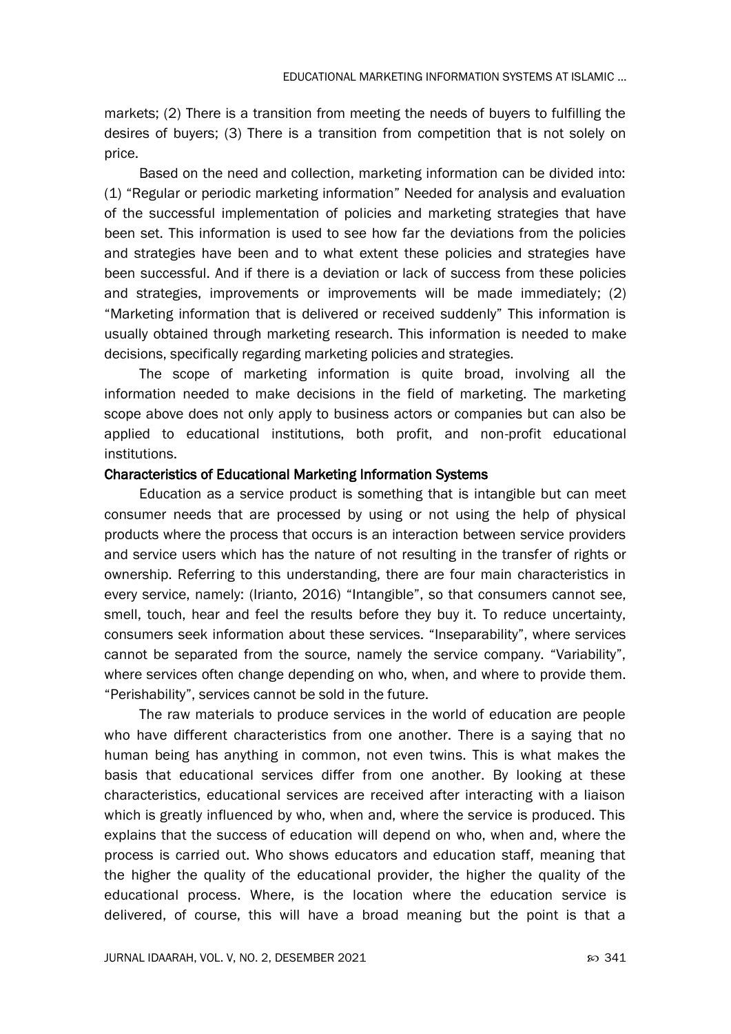markets; (2) There is a transition from meeting the needs of buyers to fulfilling the desires of buyers; (3) There is a transition from competition that is not solely on price.

Based on the need and collection, marketing information can be divided into: (1) "Regular or periodic marketing information" Needed for analysis and evaluation of the successful implementation of policies and marketing strategies that have been set. This information is used to see how far the deviations from the policies and strategies have been and to what extent these policies and strategies have been successful. And if there is a deviation or lack of success from these policies and strategies, improvements or improvements will be made immediately; (2) "Marketing information that is delivered or received suddenly" This information is usually obtained through marketing research. This information is needed to make decisions, specifically regarding marketing policies and strategies.

The scope of marketing information is quite broad, involving all the information needed to make decisions in the field of marketing. The marketing scope above does not only apply to business actors or companies but can also be applied to educational institutions, both profit, and non-profit educational institutions.

**Characteristics of Educational Marketing Information Systems**

Education as a service product is something that is intangible but can meet consumer needs that are processed by using or not using the help of physical products where the process that occurs is an interaction between service providers and service users which has the nature of not resulting in the transfer of rights or ownership. Referring to this understanding, there are four main characteristics in every service, namely: (Irianto, 2016) "Intangible", so that consumers cannot see, smell, touch, hear and feel the results before they buy it. To reduce uncertainty, consumers seek information about these services. "Inseparability", where services cannot be separated from the source, namely the service company. "Variability", where services often change depending on who, when, and where to provide them. "Perishability", services cannot be sold in the future.

The raw materials to produce services in the world of education are people who have different characteristics from one another. There is a saying that no human being has anything in common, not even twins. This is what makes the basis that educational services differ from one another. By looking at these characteristics, educational services are received after interacting with a liaison which is greatly influenced by who, when and, where the service is produced. This explains that the success of education will depend on who, when and, where the process is carried out. Who shows educators and education staff, meaning that the higher the quality of the educational provider, the higher the quality of the educational process. Where, is the location where the education service is delivered, of course, this will have a broad meaning but the point is that a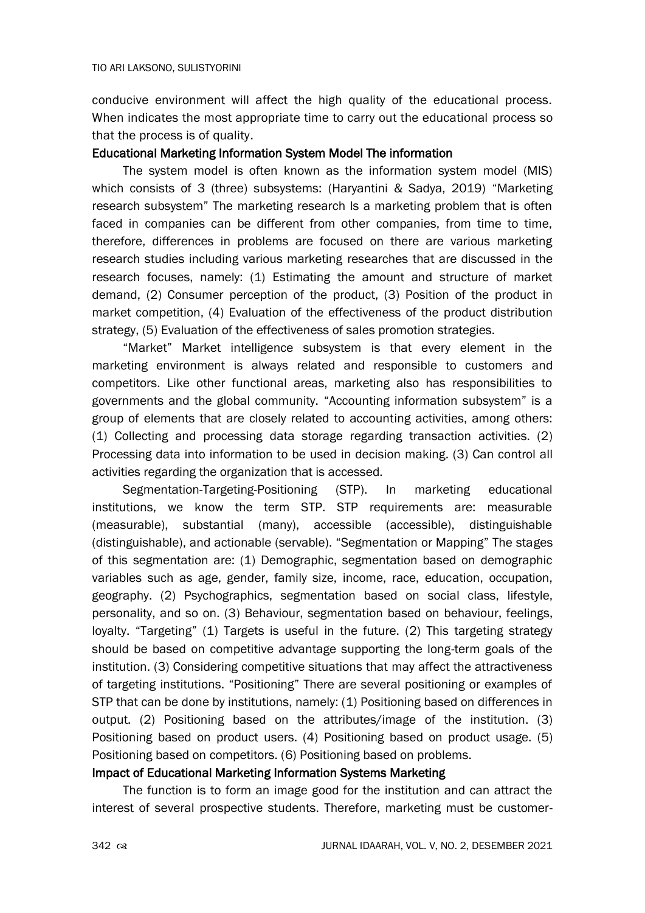conducive environment will affect the high quality of the educational process. When indicates the most appropriate time to carry out the educational process so that the process is of quality.

### Educational Marketing Information System Model The information

The system model is often known as the information system model (MIS) which consists of 3 (three) subsystems: (Haryantini & Sadya, 2019) "Marketing research subsystem" The marketing research Is a marketing problem that is often faced in companies can be different from other companies, from time to time, therefore, differences in problems are focused on there are various marketing research studies including various marketing researches that are discussed in the research focuses, namely: (1) Estimating the amount and structure of market demand, (2) Consumer perception of the product, (3) Position of the product in market competition, (4) Evaluation of the effectiveness of the product distribution strategy, (5) Evaluation of the effectiveness of sales promotion strategies.

"Market" Market intelligence subsystem is that every element in the marketing environment is always related and responsible to customers and competitors. Like other functional areas, marketing also has responsibilities to governments and the global community. "Accounting information subsystem" is a group of elements that are closely related to accounting activities, among others: (1) Collecting and processing data storage regarding transaction activities. (2) Processing data into information to be used in decision making. (3) Can control all activities regarding the organization that is accessed.

Segmentation-Targeting-Positioning (STP). In marketing educational institutions, we know the term STP. STP requirements are: measurable (measurable), substantial (many), accessible (accessible), distinguishable (distinguishable), and actionable (servable). "Segmentation or Mapping" The stages of this segmentation are: (1) Demographic, segmentation based on demographic variables such as age, gender, family size, income, race, education, occupation, geography. (2) Psychographics, segmentation based on social class, lifestyle, personality, and so on. (3) Behaviour, segmentation based on behaviour, feelings, loyalty. "Targeting" (1) Targets is useful in the future. (2) This targeting strategy should be based on competitive advantage supporting the long-term goals of the institution. (3) Considering competitive situations that may affect the attractiveness of targeting institutions. "Positioning" There are several positioning or examples of STP that can be done by institutions, namely: (1) Positioning based on differences in output. (2) Positioning based on the attributes/image of the institution. (3) Positioning based on product users. (4) Positioning based on product usage. (5) Positioning based on competitors. (6) Positioning based on problems.

### Impact of Educational Marketing Information Systems Marketing

The function is to form an image good for the institution and can attract the interest of several prospective students. Therefore, marketing must be customer-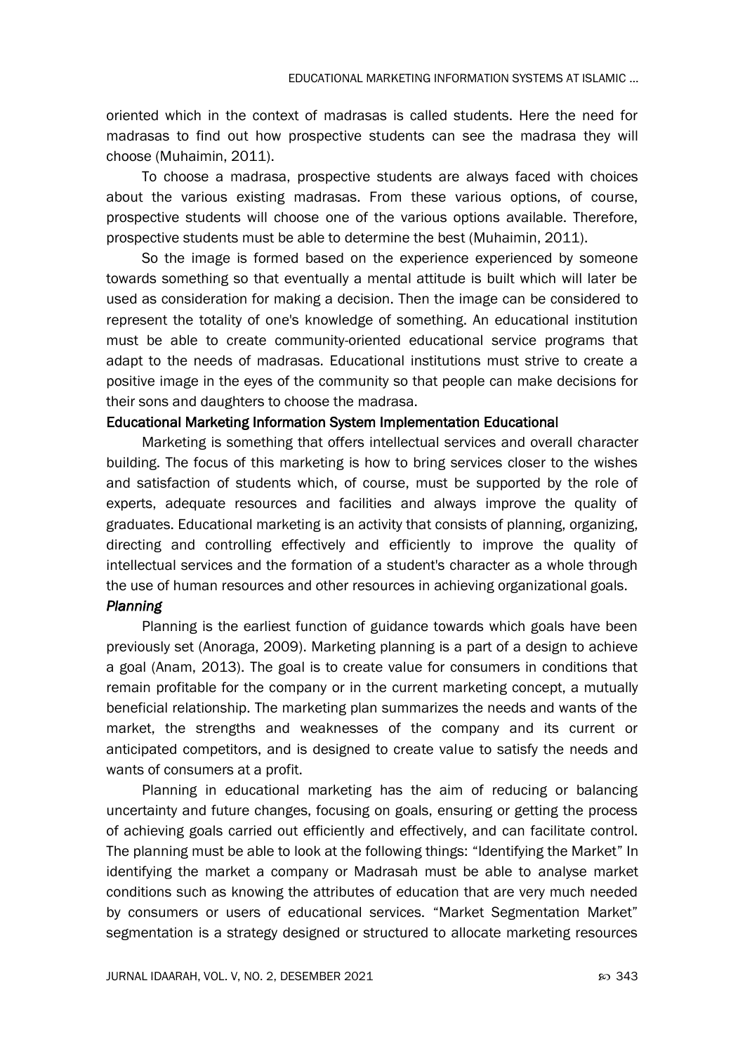oriented which in the context of madrasas is called students. Here the need for madrasas to find out how prospective students can see the madrasa they will choose (Muhaimin, 2011).

To choose a madrasa, prospective students are always faced with choices about the various existing madrasas. From these various options, of course, prospective students will choose one of the various options available. Therefore, prospective students must be able to determine the best (Muhaimin, 2011).

So the image is formed based on the experience experienced by someone towards something so that eventually a mental attitude is built which will later be used as consideration for making a decision. Then the image can be considered to represent the totality of one's knowledge of something. An educational institution must be able to create community-oriented educational service programs that adapt to the needs of madrasas. Educational institutions must strive to create a positive image in the eyes of the community so that people can make decisions for their sons and daughters to choose the madrasa.

## Educational Marketing Information System Implementation Educational

Marketing is something that offers intellectual services and overall character building. The focus of this marketing is how to bring services closer to the wishes and satisfaction of students which, of course, must be supported by the role of experts, adequate resources and facilities and always improve the quality of graduates. Educational marketing is an activity that consists of planning, organizing, directing and controlling effectively and efficiently to improve the quality of intellectual services and the formation of a student's character as a whole through the use of human resources and other resources in achieving organizational goals.

### *Planning*

Planning is the earliest function of guidance towards which goals have been previously set (Anoraga, 2009). Marketing planning is a part of a design to achieve a goal (Anam, 2013). The goal is to create value for consumers in conditions that remain profitable for the company or in the current marketing concept, a mutually beneficial relationship. The marketing plan summarizes the needs and wants of the market, the strengths and weaknesses of the company and its current or anticipated competitors, and is designed to create value to satisfy the needs and wants of consumers at a profit.

Planning in educational marketing has the aim of reducing or balancing uncertainty and future changes, focusing on goals, ensuring or getting the process of achieving goals carried out efficiently and effectively, and can facilitate control. The planning must be able to look at the following things: "Identifying the Market" In identifying the market a company or Madrasah must be able to analyse market conditions such as knowing the attributes of education that are very much needed by consumers or users of educational services. "Market Segmentation Market" segmentation is a strategy designed or structured to allocate marketing resources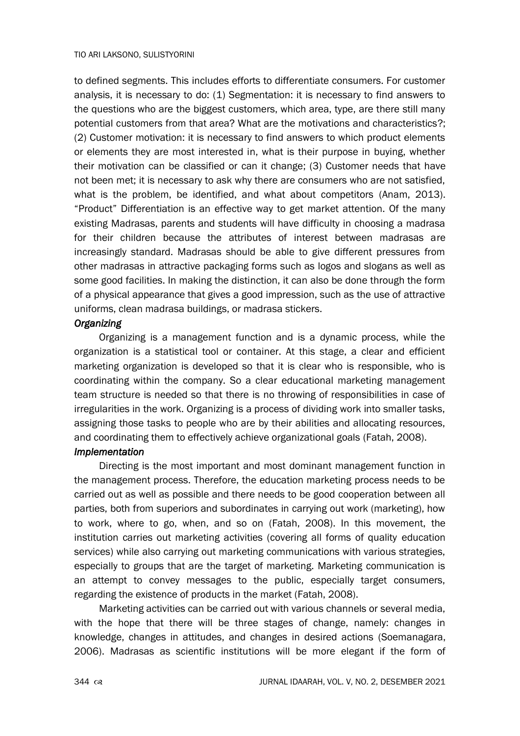to defined segments. This includes efforts to differentiate consumers. For customer analysis, it is necessary to do: (1) Segmentation: it is necessary to find answers to the questions who are the biggest customers, which area, type, are there still many potential customers from that area? What are the motivations and characteristics?; (2) Customer motivation: it is necessary to find answers to which product elements or elements they are most interested in, what is their purpose in buying, whether their motivation can be classified or can it change; (3) Customer needs that have not been met; it is necessary to ask why there are consumers who are not satisfied, what is the problem, be identified, and what about competitors (Anam, 2013). "Product" Differentiation is an effective way to get market attention. Of the many existing Madrasas, parents and students will have difficulty in choosing a madrasa for their children because the attributes of interest between madrasas are increasingly standard. Madrasas should be able to give different pressures from other madrasas in attractive packaging forms such as logos and slogans as well as some good facilities. In making the distinction, it can also be done through the form of a physical appearance that gives a good impression, such as the use of attractive uniforms, clean madrasa buildings, or madrasa stickers.

***Organizing***

Organizing is a management function and is a dynamic process, while the organization is a statistical tool or container. At this stage, a clear and efficient marketing organization is developed so that it is clear who is responsible, who is coordinating within the company. So a clear educational marketing management team structure is needed so that there is no throwing of responsibilities in case of irregularities in the work. Organizing is a process of dividing work into smaller tasks, assigning those tasks to people who are by their abilities and allocating resources, and coordinating them to effectively achieve organizational goals (Fatah, 2008).

***Implementation***

Directing is the most important and most dominant management function in the management process. Therefore, the education marketing process needs to be carried out as well as possible and there needs to be good cooperation between all parties, both from superiors and subordinates in carrying out work (marketing), how to work, where to go, when, and so on (Fatah, 2008). In this movement, the institution carries out marketing activities (covering all forms of quality education services) while also carrying out marketing communications with various strategies, especially to groups that are the target of marketing. Marketing communication is an attempt to convey messages to the public, especially target consumers, regarding the existence of products in the market (Fatah, 2008).

Marketing activities can be carried out with various channels or several media, with the hope that there will be three stages of change, namely: changes in knowledge, changes in attitudes, and changes in desired actions (Soemanagara, 2006). Madrasas as scientific institutions will be more elegant if the form of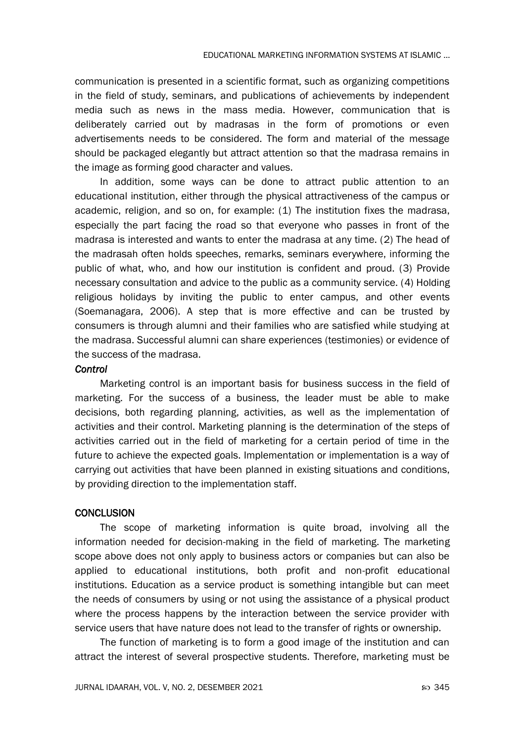communication is presented in a scientific format, such as organizing competitions in the field of study, seminars, and publications of achievements by independent media such as news in the mass media. However, communication that is deliberately carried out by madrasas in the form of promotions or even advertisements needs to be considered. The form and material of the message should be packaged elegantly but attract attention so that the madrasa remains in the image as forming good character and values.

In addition, some ways can be done to attract public attention to an educational institution, either through the physical attractiveness of the campus or academic, religion, and so on, for example: (1) The institution fixes the madrasa, especially the part facing the road so that everyone who passes in front of the madrasa is interested and wants to enter the madrasa at any time. (2) The head of the madrasah often holds speeches, remarks, seminars everywhere, informing the public of what, who, and how our institution is confident and proud. (3) Provide necessary consultation and advice to the public as a community service. (4) Holding religious holidays by inviting the public to enter campus, and other events (Soemanagara, 2006). A step that is more effective and can be trusted by consumers is through alumni and their families who are satisfied while studying at the madrasa. Successful alumni can share experiences (testimonies) or evidence of the success of the madrasa.

### *Control*

Marketing control is an important basis for business success in the field of marketing. For the success of a business, the leader must be able to make decisions, both regarding planning, activities, as well as the implementation of activities and their control. Marketing planning is the determination of the steps of activities carried out in the field of marketing for a certain period of time in the future to achieve the expected goals. Implementation or implementation is a way of carrying out activities that have been planned in existing situations and conditions, by providing direction to the implementation staff.

## CONCLUSION

The scope of marketing information is quite broad, involving all the information needed for decision-making in the field of marketing. The marketing scope above does not only apply to business actors or companies but can also be applied to educational institutions, both profit and non-profit educational institutions. Education as a service product is something intangible but can meet the needs of consumers by using or not using the assistance of a physical product where the process happens by the interaction between the service provider with service users that have nature does not lead to the transfer of rights or ownership.

The function of marketing is to form a good image of the institution and can attract the interest of several prospective students. Therefore, marketing must be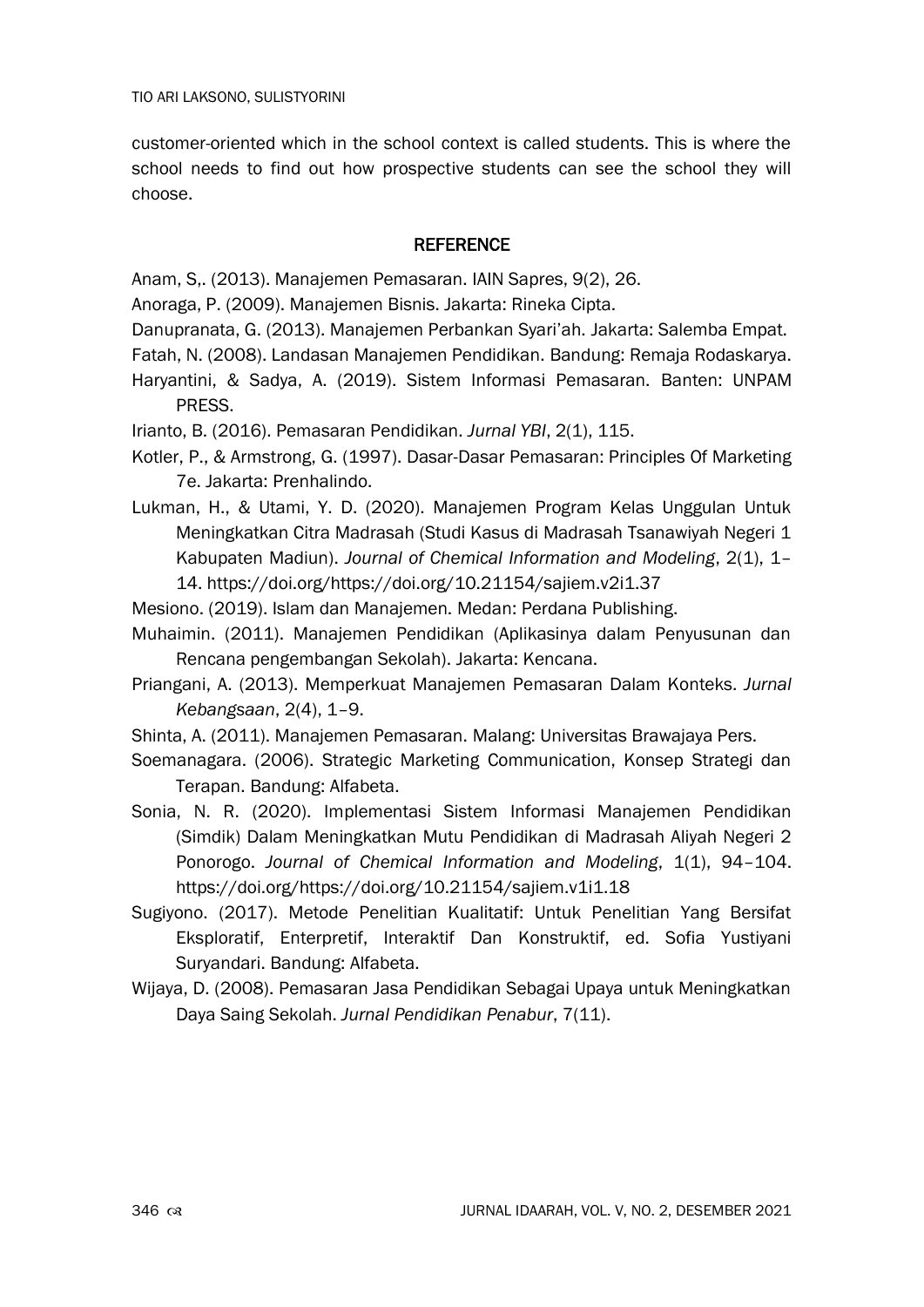customer-oriented which in the school context is called students. This is where the school needs to find out how prospective students can see the school they will choose.

## REFERENCE

Anam, S,. (2013). Manajemen Pemasaran. IAIN Sapres, 9(2), 26.

Anoraga, P. (2009). Manajemen Bisnis. Jakarta: Rineka Cipta.

Danupranata, G. (2013). Manajemen Perbankan Syari'ah. Jakarta: Salemba Empat.

Fatah, N. (2008). Landasan Manajemen Pendidikan. Bandung: Remaja Rodaskarya.

Haryantini, & Sadya, A. (2019). Sistem Informasi Pemasaran. Banten: UNPAM PRESS.

Irianto, B. (2016). Pemasaran Pendidikan. *Jurnal YBI*, 2(1), 115.

Kotler, P., & Armstrong, G. (1997). Dasar-Dasar Pemasaran: Principles Of Marketing 7e. Jakarta: Prenhalindo.

Lukman, H., & Utami, Y. D. (2020). Manajemen Program Kelas Unggulan Untuk Meningkatkan Citra Madrasah (Studi Kasus di Madrasah Tsanawiyah Negeri 1 Kabupaten Madiun). *Journal of Chemical Information and Modeling*, 2(1), 1–14. https://doi.org/https://doi.org/10.21154/sajiem.v2i1.37

Mesiono. (2019). Islam dan Manajemen. Medan: Perdana Publishing.

Muhaimin. (2011). Manajemen Pendidikan (Aplikasinya dalam Penyusunan dan Rencana pengembangan Sekolah). Jakarta: Kencana.

Priangani, A. (2013). Memperkuat Manajemen Pemasaran Dalam Konteks. *Jurnal Kebangsaan*, 2(4), 1–9.

Shinta, A. (2011). Manajemen Pemasaran. Malang: Universitas Brawajaya Pers.

Soemanagara. (2006). Strategic Marketing Communication, Konsep Strategi dan Terapan. Bandung: Alfabeta.

Sonia, N. R. (2020). Implementasi Sistem Informasi Manajemen Pendidikan (Simdik) Dalam Meningkatkan Mutu Pendidikan di Madrasah Aliyah Negeri 2 Ponorogo. *Journal of Chemical Information and Modeling*, 1(1), 94–104. https://doi.org/https://doi.org/10.21154/sajiem.v1i1.18

Sugiyono. (2017). Metode Penelitian Kualitatif: Untuk Penelitian Yang Bersifat Eksploratif, Enterpretif, Interaktif Dan Konstruktif, ed. Sofia Yustiyani Suryandari. Bandung: Alfabeta.

Wijaya, D. (2008). Pemasaran Jasa Pendidikan Sebagai Upaya untuk Meningkatkan Daya Saing Sekolah. *Jurnal Pendidikan Penabur*, 7(11).